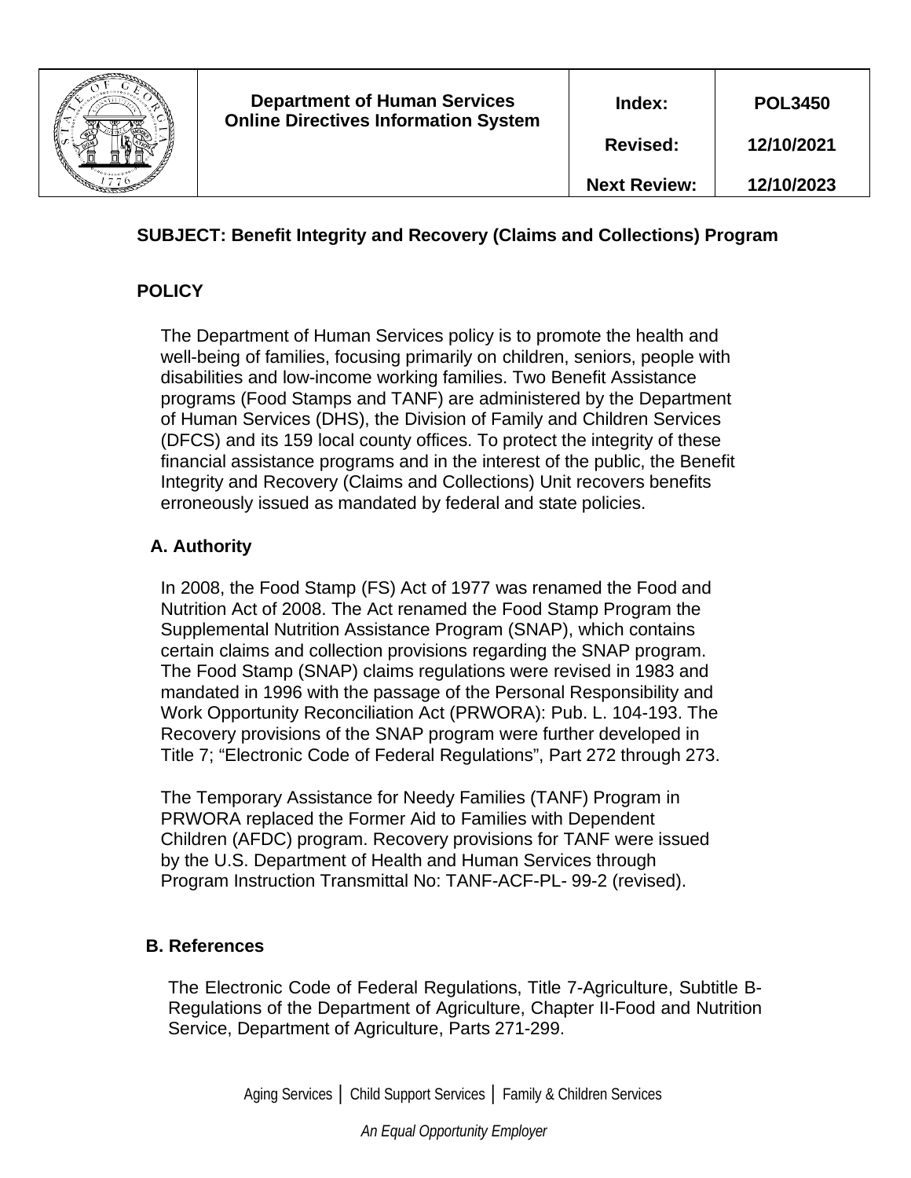| | Department of Human Services Online Directives Information System | Index: | POL3450 |
| --- | --- | --- | --- |
| | | Revised: | 12/10/2021 |
| | | Next Review: | 12/10/2023 |

**SUBJECT: Benefit Integrity and Recovery (Claims and Collections) Program**

## POLICY

The Department of Human Services policy is to promote the health and well-being of families, focusing primarily on children, seniors, people with disabilities and low-income working families. Two Benefit Assistance programs (Food Stamps and TANF) are administered by the Department of Human Services (DHS), the Division of Family and Children Services (DFCS) and its 159 local county offices. To protect the integrity of these financial assistance programs and in the interest of the public, the Benefit Integrity and Recovery (Claims and Collections) Unit recovers benefits erroneously issued as mandated by federal and state policies.

### A. Authority

In 2008, the Food Stamp (FS) Act of 1977 was renamed the Food and Nutrition Act of 2008. The Act renamed the Food Stamp Program the Supplemental Nutrition Assistance Program (SNAP), which contains certain claims and collection provisions regarding the SNAP program. The Food Stamp (SNAP) claims regulations were revised in 1983 and mandated in 1996 with the passage of the Personal Responsibility and Work Opportunity Reconciliation Act (PRWORA): Pub. L. 104-193. The Recovery provisions of the SNAP program were further developed in Title 7; "Electronic Code of Federal Regulations", Part 272 through 273.

The Temporary Assistance for Needy Families (TANF) Program in PRWORA replaced the Former Aid to Families with Dependent Children (AFDC) program. Recovery provisions for TANF were issued by the U.S. Department of Health and Human Services through Program Instruction Transmittal No: TANF-ACF-PL- 99-2 (revised).

### B. References

The Electronic Code of Federal Regulations, Title 7-Agriculture, Subtitle B-Regulations of the Department of Agriculture, Chapter II-Food and Nutrition Service, Department of Agriculture, Parts 271-299.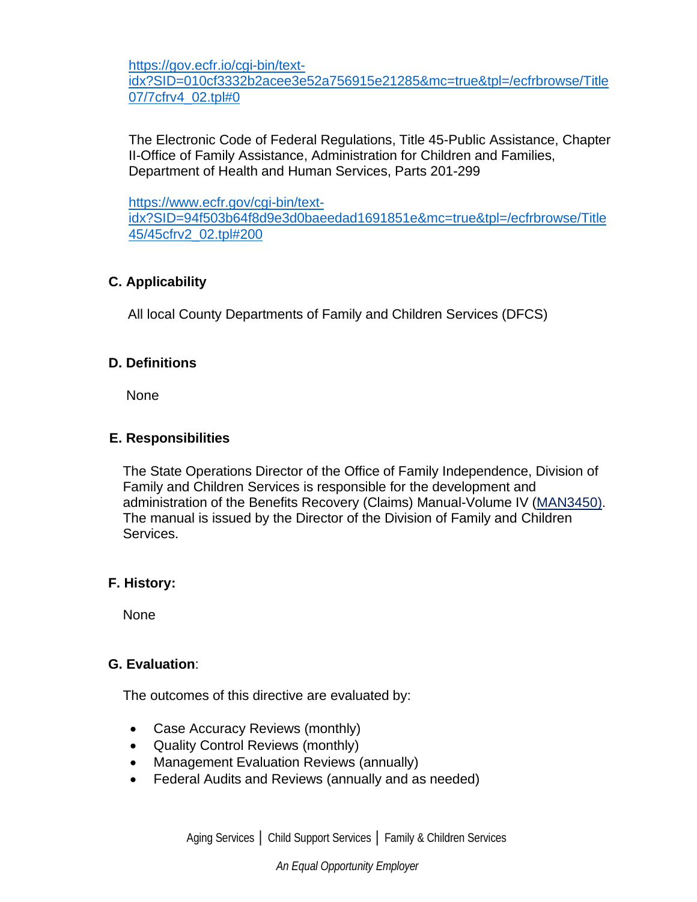https://gov.ecfr.io/cgi-bin/text-idx?SID=010cf3332b2acee3e52a756915e21285&mc=true&tpl=/ecfrbrowse/Title07/7cfrv4_02.tpl#0

The Electronic Code of Federal Regulations, Title 45-Public Assistance, Chapter II-Office of Family Assistance, Administration for Children and Families, Department of Health and Human Services, Parts 201-299

https://www.ecfr.gov/cgi-bin/text-idx?SID=94f503b64f8d9e3d0baeedad1691851e&mc=true&tpl=/ecfrbrowse/Title45/45cfrv2_02.tpl#200

## C. Applicability

All local County Departments of Family and Children Services (DFCS)

## D. Definitions

None

## E. Responsibilities

The State Operations Director of the Office of Family Independence, Division of Family and Children Services is responsible for the development and administration of the Benefits Recovery (Claims) Manual-Volume IV (MAN3450). The manual is issued by the Director of the Division of Family and Children Services.

## F. History:

None

## G. Evaluation:

The outcomes of this directive are evaluated by:

- Case Accuracy Reviews (monthly)
- Quality Control Reviews (monthly)
- Management Evaluation Reviews (annually)
- Federal Audits and Reviews (annually and as needed)